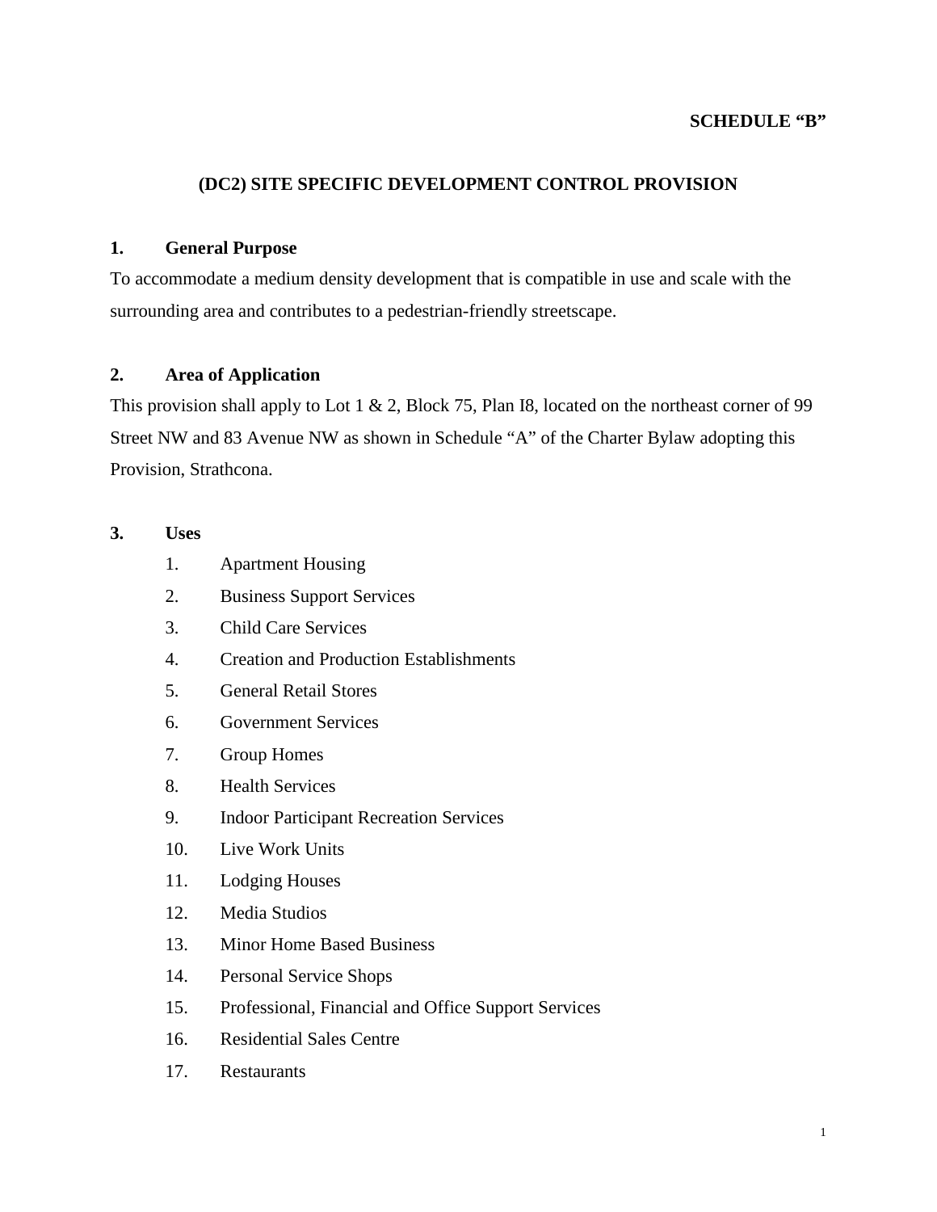**SCHEDULE "B"**

# (DC2) SITE SPECIFIC DEVELOPMENT CONTROL PROVISION

## 1. General Purpose

To accommodate a medium density development that is compatible in use and scale with the surrounding area and contributes to a pedestrian-friendly streetscape.

## 2. Area of Application

This provision shall apply to Lot 1 & 2, Block 75, Plan I8, located on the northeast corner of 99 Street NW and 83 Avenue NW as shown in Schedule "A" of the Charter Bylaw adopting this Provision, Strathcona.

## 3. Uses

1. Apartment Housing
2. Business Support Services
3. Child Care Services
4. Creation and Production Establishments
5. General Retail Stores
6. Government Services
7. Group Homes
8. Health Services
9. Indoor Participant Recreation Services
10. Live Work Units
11. Lodging Houses
12. Media Studios
13. Minor Home Based Business
14. Personal Service Shops
15. Professional, Financial and Office Support Services
16. Residential Sales Centre
17. Restaurants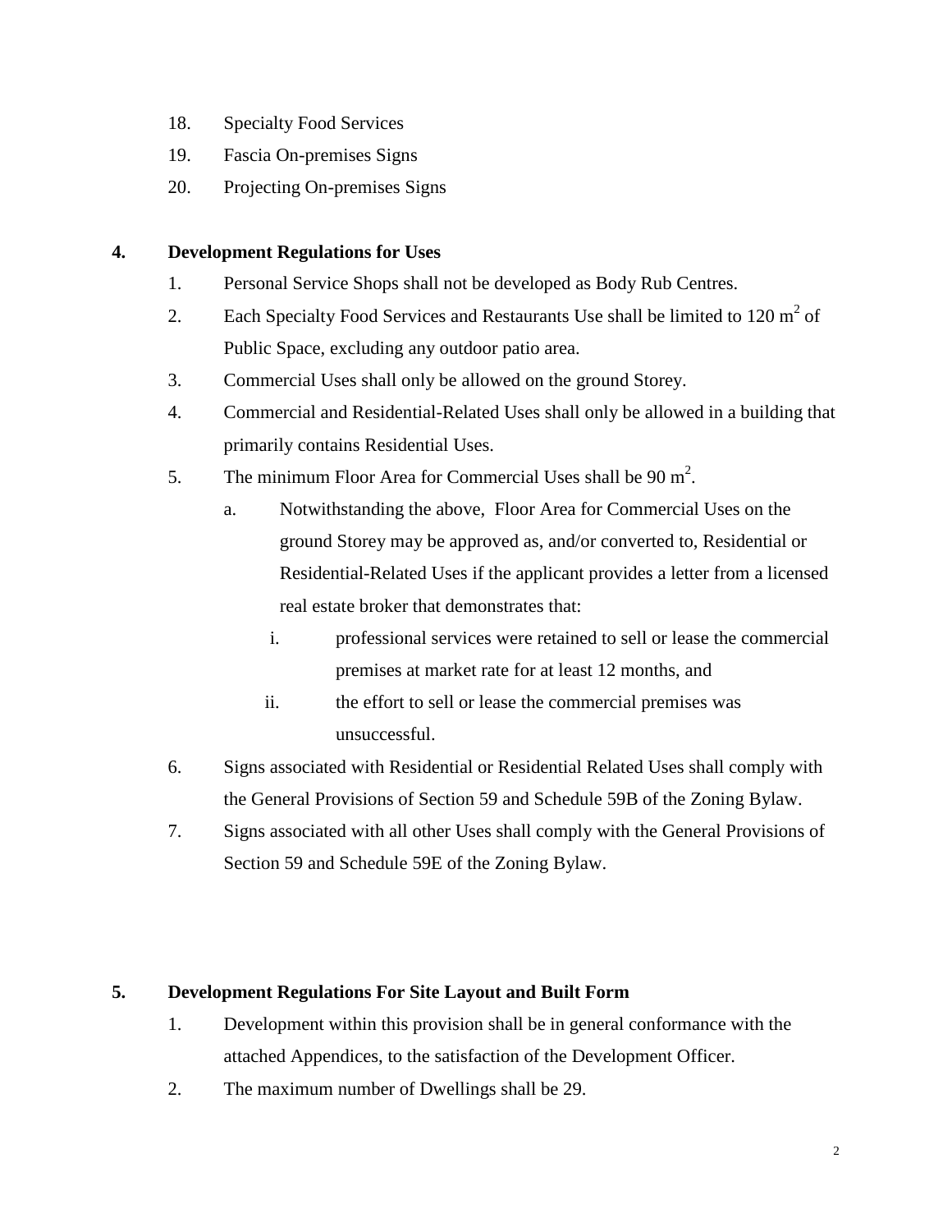18. Specialty Food Services
19. Fascia On-premises Signs
20. Projecting On-premises Signs

## 4. Development Regulations for Uses

1. Personal Service Shops shall not be developed as Body Rub Centres.
2. Each Specialty Food Services and Restaurants Use shall be limited to 120 $m^2$ of Public Space, excluding any outdoor patio area.
3. Commercial Uses shall only be allowed on the ground Storey.
4. Commercial and Residential-Related Uses shall only be allowed in a building that primarily contains Residential Uses.
5. The minimum Floor Area for Commercial Uses shall be 90 $m^2$.
   a. Notwithstanding the above, Floor Area for Commercial Uses on the ground Storey may be approved as, and/or converted to, Residential or Residential-Related Uses if the applicant provides a letter from a licensed real estate broker that demonstrates that:
      i. professional services were retained to sell or lease the commercial premises at market rate for at least 12 months, and
      ii. the effort to sell or lease the commercial premises was unsuccessful.
6. Signs associated with Residential or Residential Related Uses shall comply with the General Provisions of Section 59 and Schedule 59B of the Zoning Bylaw.
7. Signs associated with all other Uses shall comply with the General Provisions of Section 59 and Schedule 59E of the Zoning Bylaw.

## 5. Development Regulations For Site Layout and Built Form

1. Development within this provision shall be in general conformance with the attached Appendices, to the satisfaction of the Development Officer.
2. The maximum number of Dwellings shall be 29.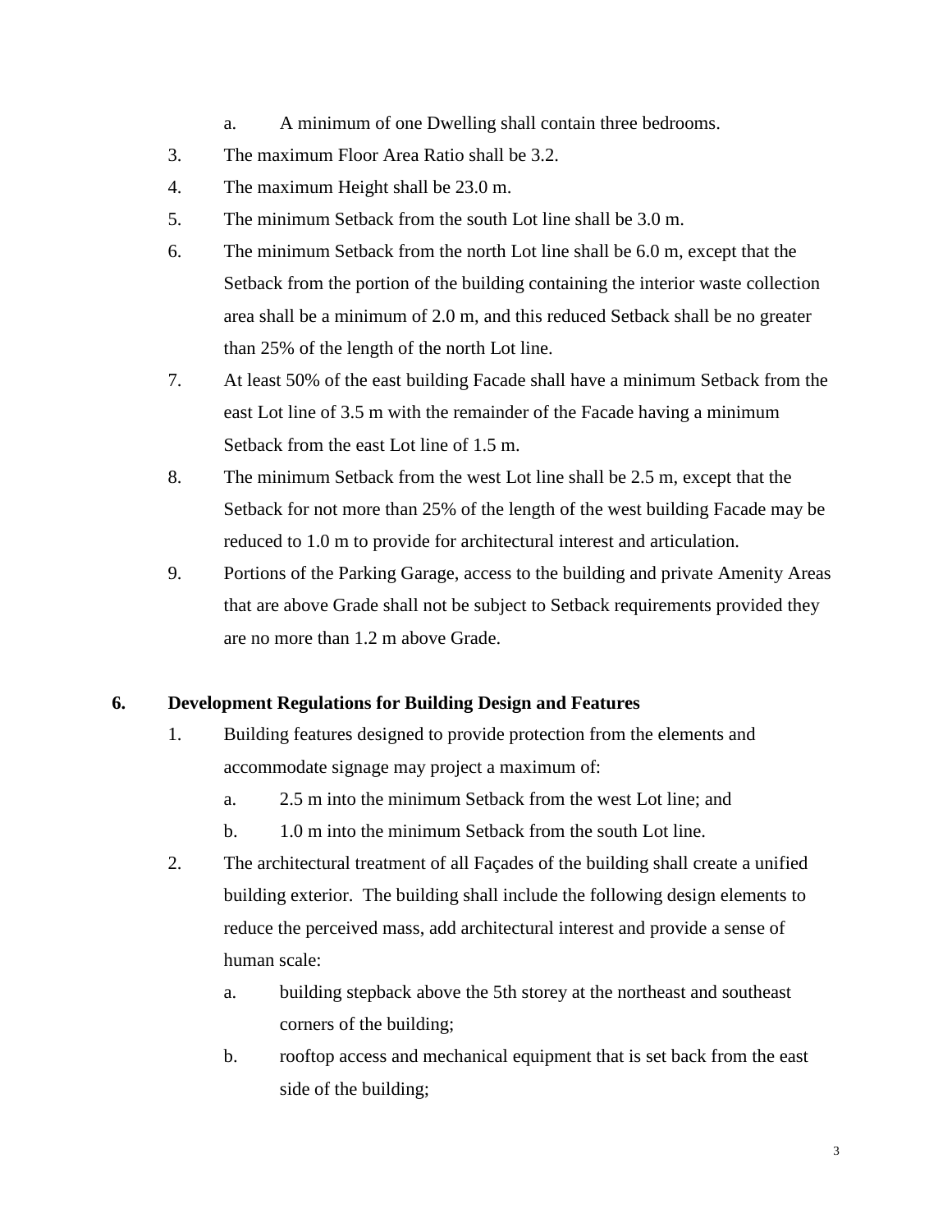a. A minimum of one Dwelling shall contain three bedrooms.

3. The maximum Floor Area Ratio shall be 3.2.
4. The maximum Height shall be 23.0 m.
5. The minimum Setback from the south Lot line shall be 3.0 m.
6. The minimum Setback from the north Lot line shall be 6.0 m, except that the Setback from the portion of the building containing the interior waste collection area shall be a minimum of 2.0 m, and this reduced Setback shall be no greater than 25% of the length of the north Lot line.
7. At least 50% of the east building Facade shall have a minimum Setback from the east Lot line of 3.5 m with the remainder of the Facade having a minimum Setback from the east Lot line of 1.5 m.
8. The minimum Setback from the west Lot line shall be 2.5 m, except that the Setback for not more than 25% of the length of the west building Facade may be reduced to 1.0 m to provide for architectural interest and articulation.
9. Portions of the Parking Garage, access to the building and private Amenity Areas that are above Grade shall not be subject to Setback requirements provided they are no more than 1.2 m above Grade.

## 6. Development Regulations for Building Design and Features

1. Building features designed to provide protection from the elements and accommodate signage may project a maximum of:
   a. 2.5 m into the minimum Setback from the west Lot line; and
   b. 1.0 m into the minimum Setback from the south Lot line.
2. The architectural treatment of all Façades of the building shall create a unified building exterior. The building shall include the following design elements to reduce the perceived mass, add architectural interest and provide a sense of human scale:
   a. building stepback above the 5th storey at the northeast and southeast corners of the building;
   b. rooftop access and mechanical equipment that is set back from the east side of the building;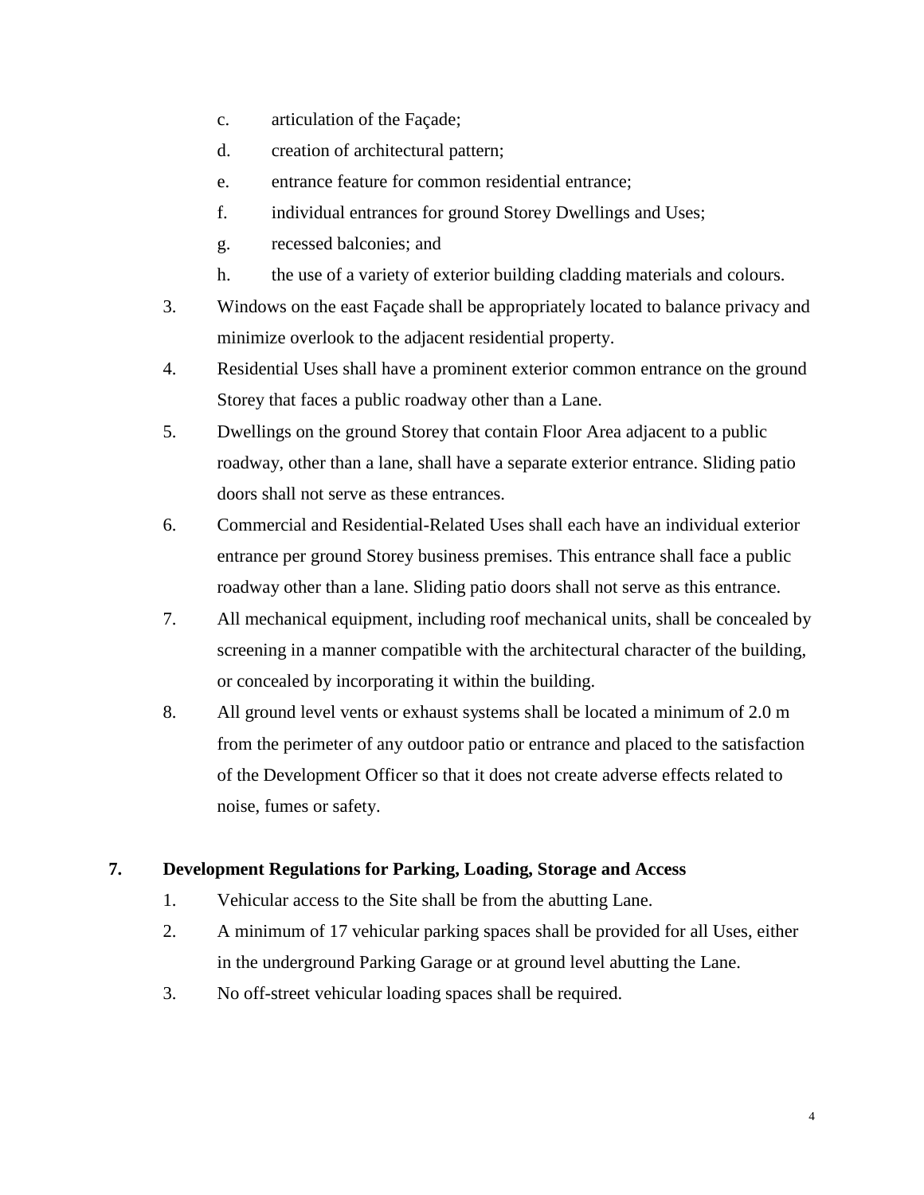c. articulation of the Façade;
   d. creation of architectural pattern;
   e. entrance feature for common residential entrance;
   f. individual entrances for ground Storey Dwellings and Uses;
   g. recessed balconies; and
   h. the use of a variety of exterior building cladding materials and colours.

3. Windows on the east Façade shall be appropriately located to balance privacy and minimize overlook to the adjacent residential property.
4. Residential Uses shall have a prominent exterior common entrance on the ground Storey that faces a public roadway other than a Lane.
5. Dwellings on the ground Storey that contain Floor Area adjacent to a public roadway, other than a lane, shall have a separate exterior entrance. Sliding patio doors shall not serve as these entrances.
6. Commercial and Residential-Related Uses shall each have an individual exterior entrance per ground Storey business premises. This entrance shall face a public roadway other than a lane. Sliding patio doors shall not serve as this entrance.
7. All mechanical equipment, including roof mechanical units, shall be concealed by screening in a manner compatible with the architectural character of the building, or concealed by incorporating it within the building.
8. All ground level vents or exhaust systems shall be located a minimum of 2.0 m from the perimeter of any outdoor patio or entrance and placed to the satisfaction of the Development Officer so that it does not create adverse effects related to noise, fumes or safety.

**7. Development Regulations for Parking, Loading, Storage and Access**

1. Vehicular access to the Site shall be from the abutting Lane.
2. A minimum of 17 vehicular parking spaces shall be provided for all Uses, either in the underground Parking Garage or at ground level abutting the Lane.
3. No off-street vehicular loading spaces shall be required.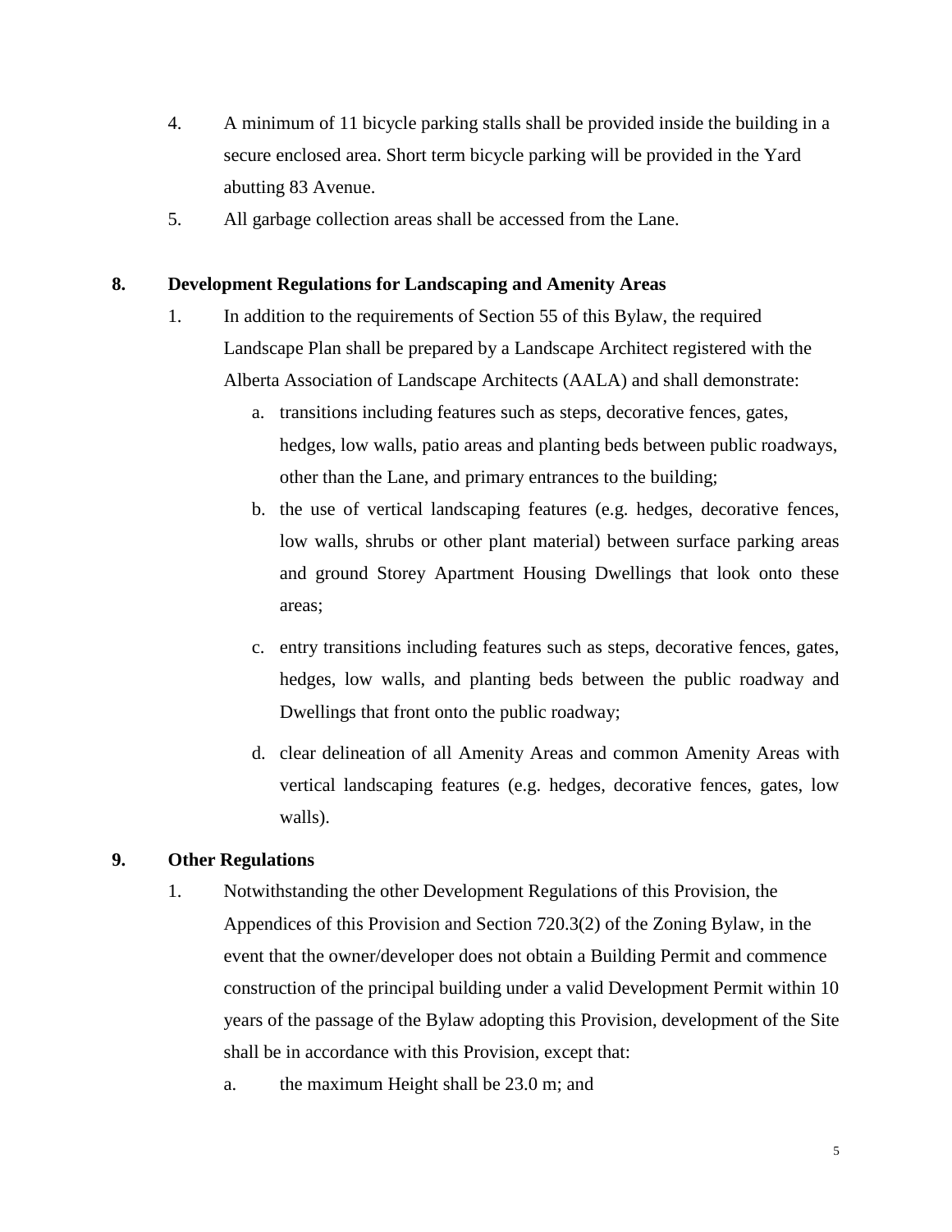4. A minimum of 11 bicycle parking stalls shall be provided inside the building in a secure enclosed area. Short term bicycle parking will be provided in the Yard abutting 83 Avenue.
5. All garbage collection areas shall be accessed from the Lane.

**8. Development Regulations for Landscaping and Amenity Areas**

1. In addition to the requirements of Section 55 of this Bylaw, the required Landscape Plan shall be prepared by a Landscape Architect registered with the Alberta Association of Landscape Architects (AALA) and shall demonstrate:
   a. transitions including features such as steps, decorative fences, gates, hedges, low walls, patio areas and planting beds between public roadways, other than the Lane, and primary entrances to the building;
   b. the use of vertical landscaping features (e.g. hedges, decorative fences, low walls, shrubs or other plant material) between surface parking areas and ground Storey Apartment Housing Dwellings that look onto these areas;
   c. entry transitions including features such as steps, decorative fences, gates, hedges, low walls, and planting beds between the public roadway and Dwellings that front onto the public roadway;
   d. clear delineation of all Amenity Areas and common Amenity Areas with vertical landscaping features (e.g. hedges, decorative fences, gates, low walls).

**9. Other Regulations**

1. Notwithstanding the other Development Regulations of this Provision, the Appendices of this Provision and Section 720.3(2) of the Zoning Bylaw, in the event that the owner/developer does not obtain a Building Permit and commence construction of the principal building under a valid Development Permit within 10 years of the passage of the Bylaw adopting this Provision, development of the Site shall be in accordance with this Provision, except that:
   a. the maximum Height shall be 23.0 m; and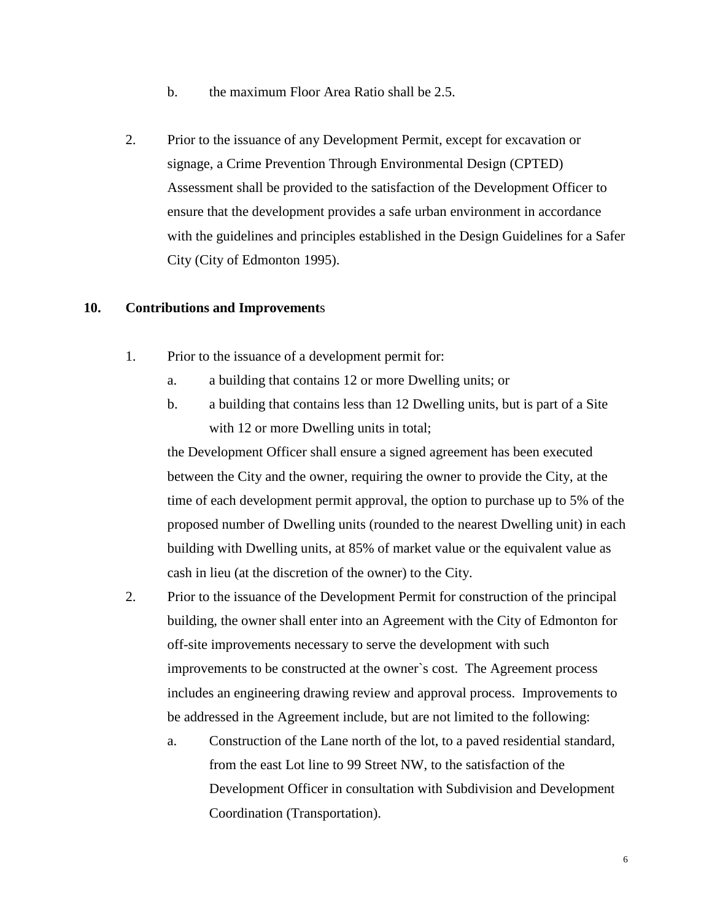b. the maximum Floor Area Ratio shall be 2.5.

2. Prior to the issuance of any Development Permit, except for excavation or signage, a Crime Prevention Through Environmental Design (CPTED) Assessment shall be provided to the satisfaction of the Development Officer to ensure that the development provides a safe urban environment in accordance with the guidelines and principles established in the Design Guidelines for a Safer City (City of Edmonton 1995).

**10. Contributions and Improvement**s

1. Prior to the issuance of a development permit for:
   a. a building that contains 12 or more Dwelling units; or
   b. a building that contains less than 12 Dwelling units, but is part of a Site with 12 or more Dwelling units in total;

   the Development Officer shall ensure a signed agreement has been executed between the City and the owner, requiring the owner to provide the City, at the time of each development permit approval, the option to purchase up to 5% of the proposed number of Dwelling units (rounded to the nearest Dwelling unit) in each building with Dwelling units, at 85% of market value or the equivalent value as cash in lieu (at the discretion of the owner) to the City.

2. Prior to the issuance of the Development Permit for construction of the principal building, the owner shall enter into an Agreement with the City of Edmonton for off-site improvements necessary to serve the development with such improvements to be constructed at the owner`s cost. The Agreement process includes an engineering drawing review and approval process. Improvements to be addressed in the Agreement include, but are not limited to the following:
   a. Construction of the Lane north of the lot, to a paved residential standard, from the east Lot line to 99 Street NW, to the satisfaction of the Development Officer in consultation with Subdivision and Development Coordination (Transportation).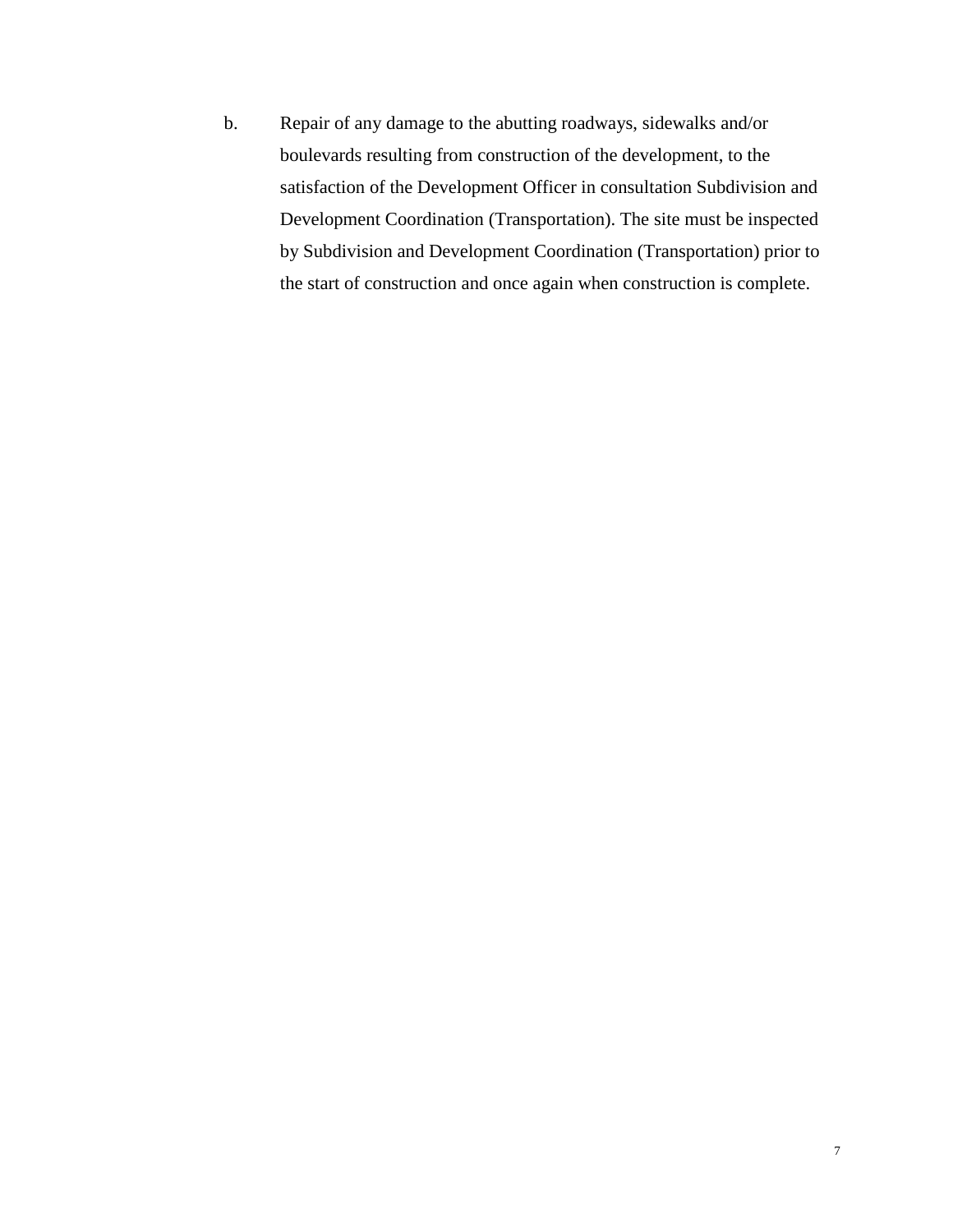b. Repair of any damage to the abutting roadways, sidewalks and/or boulevards resulting from construction of the development, to the satisfaction of the Development Officer in consultation Subdivision and Development Coordination (Transportation). The site must be inspected by Subdivision and Development Coordination (Transportation) prior to the start of construction and once again when construction is complete.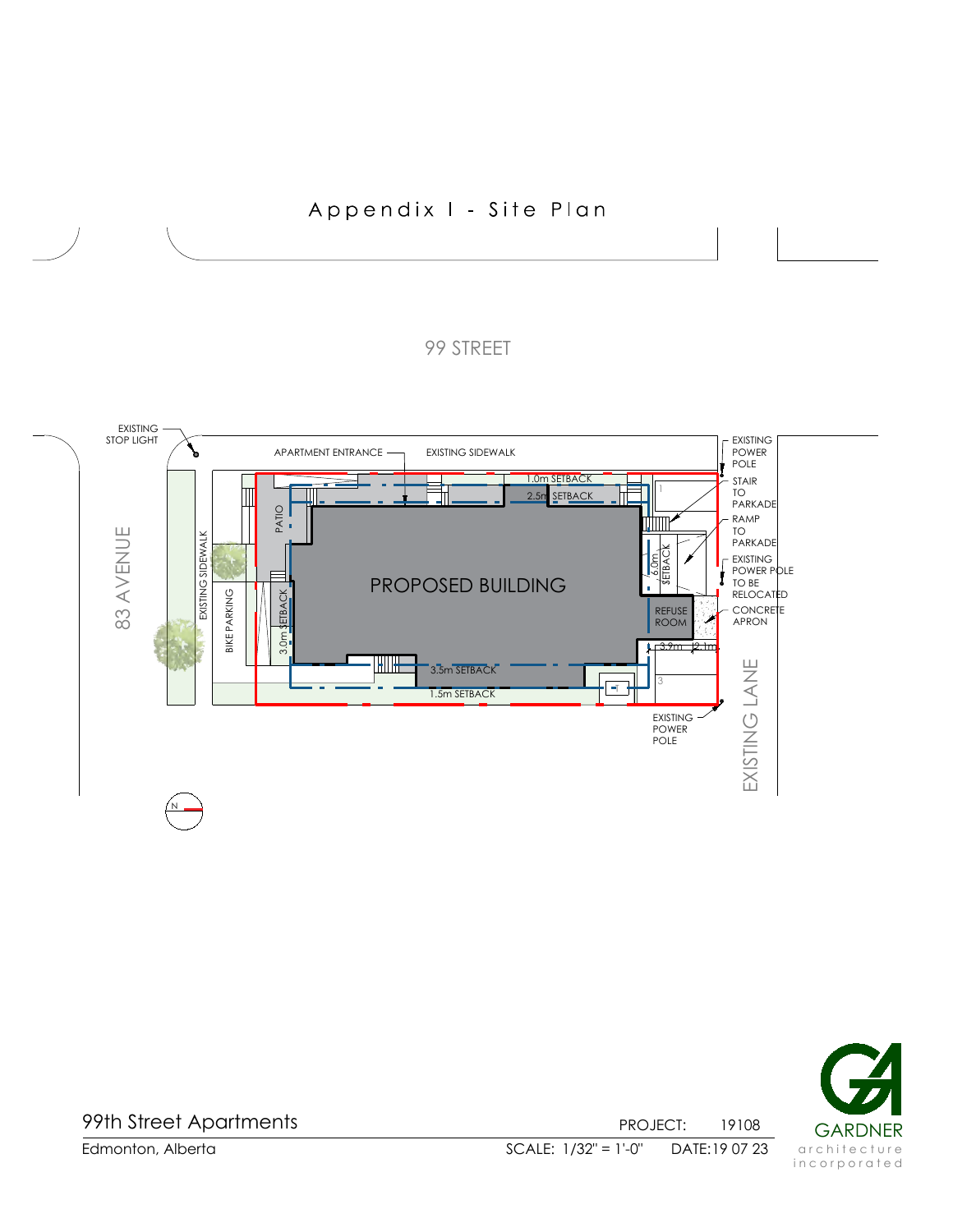# Appendix I - Site Plan

99 STREET

83 AVENUE

EXISTING LANE

EXISTING STOP LIGHT

APARTMENT ENTRANCE

EXISTING SIDEWALK

1.0m SETBACK

2.5m SETBACK

EXISTING POWER POLE

STAIR TO PARKADE

RAMP TO PARKADE

EXISTING POWER POLE TO BE RELOCATED

CONCRETE APRON

PATIO

PROPOSED BUILDING

6.0m SETBACK

REFUSE ROOM

3.9m

2.1m

EXISTING SIDEWALK

BIKE PARKING

3.0m SETBACK

3.5m SETBACK

1.5m SETBACK

EXISTING POWER POLE

N

99th Street Apartments

Edmonton, Alberta

PROJECT: 19108

SCALE: 1/32" = 1'-0"

DATE: 19 07 23

GARDNER architecture incorporated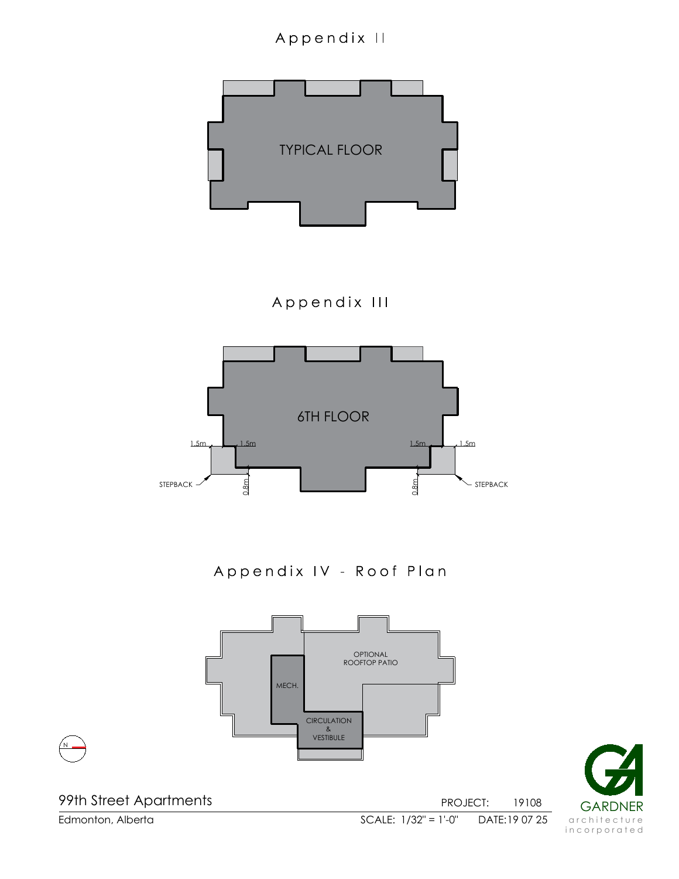# Appendix II

TYPICAL FLOOR

# Appendix III

6TH FLOOR

1.5m 1.5m 1.5m 1.5m

STEPBACK 0.8m 0.8m STEPBACK

# Appendix IV - Roof Plan

OPTIONAL ROOFTOP PATIO

MECH.

CIRCULATION & VESTIBULE

N

99th Street Apartments

Edmonton, Alberta

PROJECT: 19108

SCALE: 1/32" = 1'-0" DATE:19 07 25

GARDNER architecture incorporated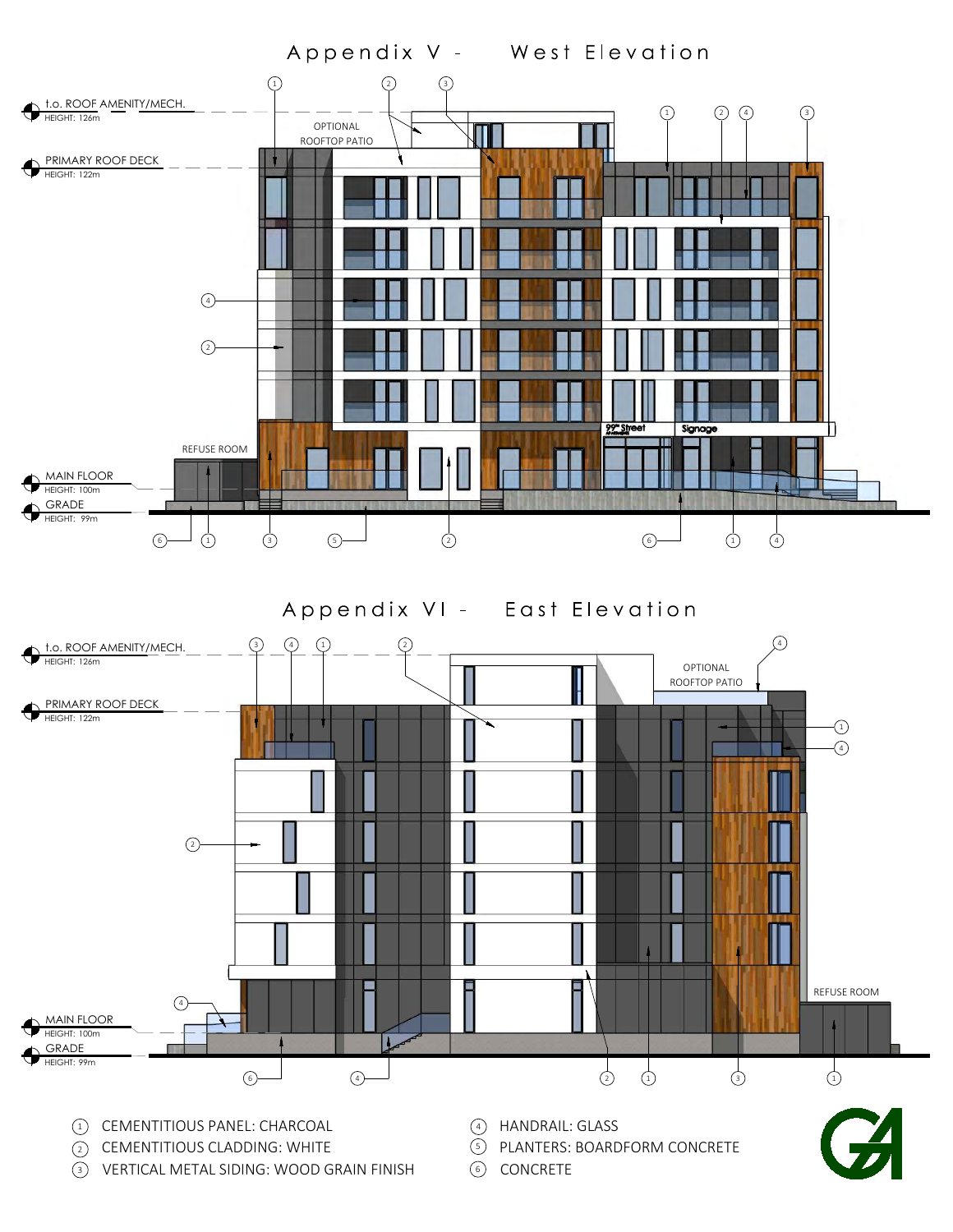# Appendix V - West Elevation

t.o. ROOF AMENITY/MECH.
HEIGHT: 126m

PRIMARY ROOF DECK
HEIGHT: 122m

MAIN FLOOR
HEIGHT: 100m

GRADE
HEIGHT: 99m

OPTIONAL ROOFTOP PATIO

REFUSE ROOM

99th Street

Signage

# Appendix VI - East Elevation

t.o. ROOF AMENITY/MECH.
HEIGHT: 126m

PRIMARY ROOF DECK
HEIGHT: 122m

MAIN FLOOR
HEIGHT: 100m

GRADE
HEIGHT: 99m

OPTIONAL ROOFTOP PATIO

REFUSE ROOM

1. CEMENTITIOUS PANEL: CHARCOAL
2. CEMENTITIOUS CLADDING: WHITE
3. VERTICAL METAL SIDING: WOOD GRAIN FINISH
4. HANDRAIL: GLASS
5. PLANTERS: BOARDFORM CONCRETE
6. CONCRETE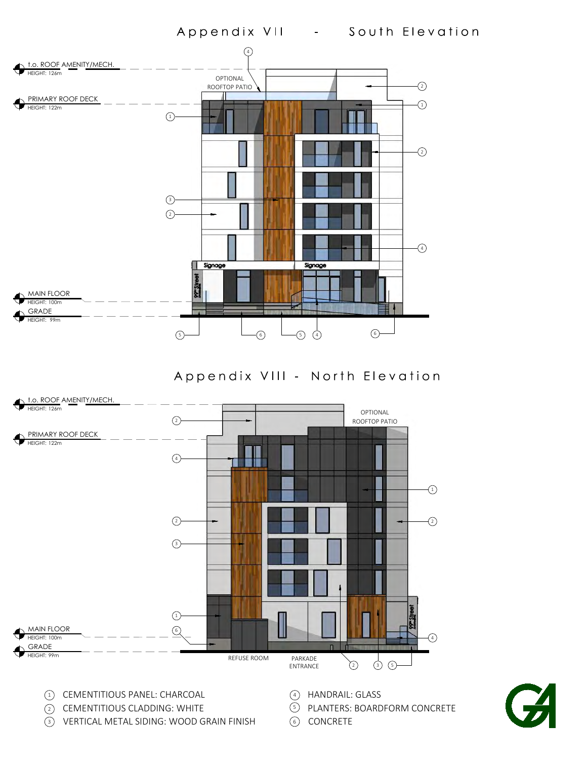# Appendix VII - South Elevation

t.o. ROOF AMENITY/MECH.
HEIGHT: 126m

PRIMARY ROOF DECK
HEIGHT: 122m

OPTIONAL ROOFTOP PATIO

Signage

Signage

92nd Street

MAIN FLOOR
HEIGHT: 100m

GRADE
HEIGHT: 99m

# Appendix VIII - North Elevation

t.o. ROOF AMENITY/MECH.
HEIGHT: 126m

PRIMARY ROOF DECK
HEIGHT: 122m

OPTIONAL ROOFTOP PATIO

92nd Street

MAIN FLOOR
HEIGHT: 100m

GRADE
HEIGHT: 99m

REFUSE ROOM

PARKADE ENTRANCE

1. CEMENTITIOUS PANEL: CHARCOAL
2. CEMENTITIOUS CLADDING: WHITE
3. VERTICAL METAL SIDING: WOOD GRAIN FINISH
4. HANDRAIL: GLASS
5. PLANTERS: BOARDFORM CONCRETE
6. CONCRETE